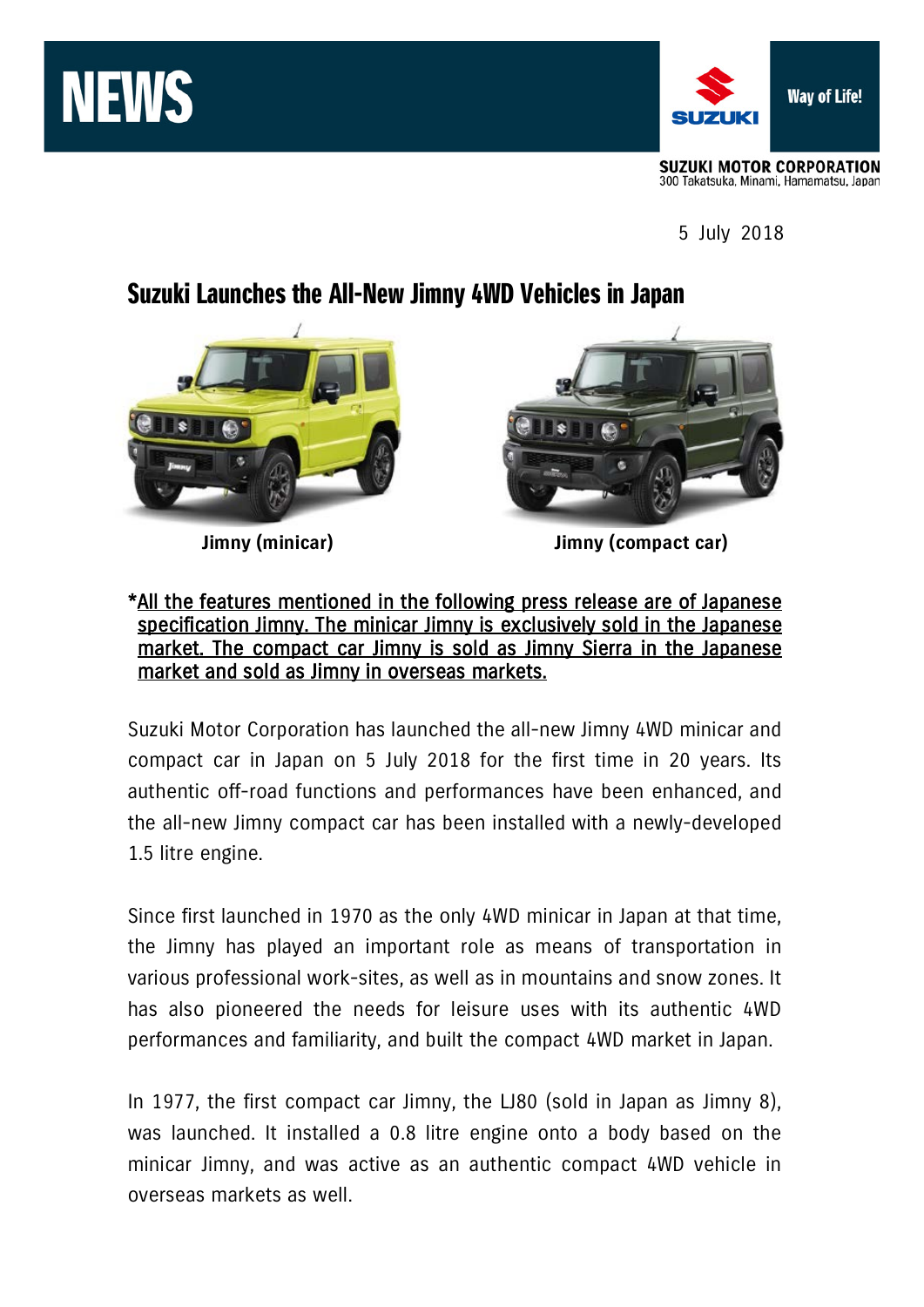NEWS

SUZUKI Way of Life!

**SUZUKI MOTOR CORPORATION**
300 Takatsuka, Minami, Hamamatsu, Japan

5 July 2018

# Suzuki Launches the All-New Jimny 4WD Vehicles in Japan

**Jimny (minicar)** **Jimny (compact car)**

*<u>All the features mentioned in the following press release are of Japanese specification Jimny. The minicar Jimny is exclusively sold in the Japanese market. The compact car Jimny is sold as Jimny Sierra in the Japanese market and sold as Jimny in overseas markets.</u>

Suzuki Motor Corporation has launched the all-new Jimny 4WD minicar and compact car in Japan on 5 July 2018 for the first time in 20 years. Its authentic off-road functions and performances have been enhanced, and the all-new Jimny compact car has been installed with a newly-developed 1.5 litre engine.

Since first launched in 1970 as the only 4WD minicar in Japan at that time, the Jimny has played an important role as means of transportation in various professional work-sites, as well as in mountains and snow zones. It has also pioneered the needs for leisure uses with its authentic 4WD performances and familiarity, and built the compact 4WD market in Japan.

In 1977, the first compact car Jimny, the LJ80 (sold in Japan as Jimny 8), was launched. It installed a 0.8 litre engine onto a body based on the minicar Jimny, and was active as an authentic compact 4WD vehicle in overseas markets as well.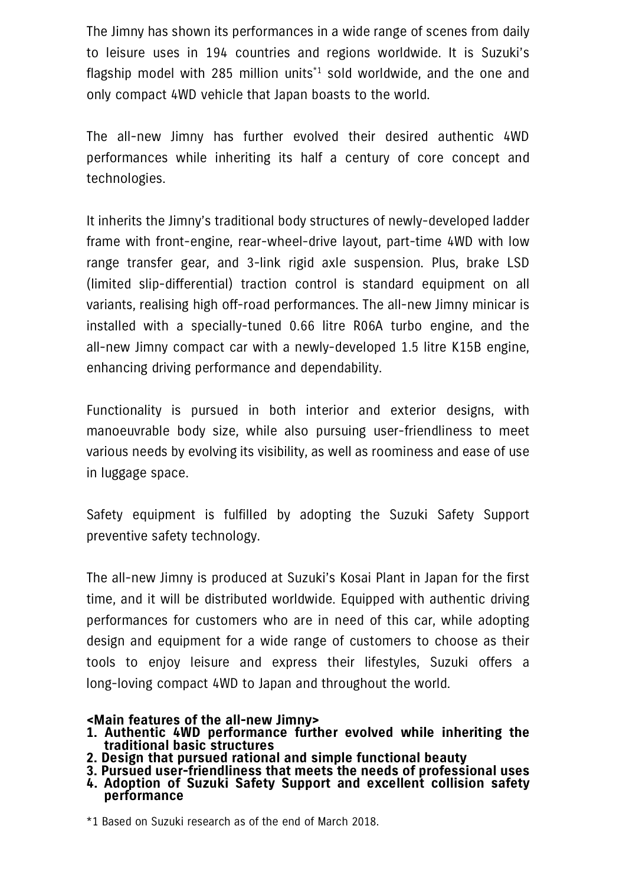The Jimny has shown its performances in a wide range of scenes from daily to leisure uses in 194 countries and regions worldwide. It is Suzuki's flagship model with 285 million units[*1] sold worldwide, and the one and only compact 4WD vehicle that Japan boasts to the world.

The all-new Jimny has further evolved their desired authentic 4WD performances while inheriting its half a century of core concept and technologies.

It inherits the Jimny's traditional body structures of newly-developed ladder frame with front-engine, rear-wheel-drive layout, part-time 4WD with low range transfer gear, and 3-link rigid axle suspension. Plus, brake LSD (limited slip-differential) traction control is standard equipment on all variants, realising high off-road performances. The all-new Jimny minicar is installed with a specially-tuned 0.66 litre R06A turbo engine, and the all-new Jimny compact car with a newly-developed 1.5 litre K15B engine, enhancing driving performance and dependability.

Functionality is pursued in both interior and exterior designs, with manoeuvrable body size, while also pursuing user-friendliness to meet various needs by evolving its visibility, as well as roominess and ease of use in luggage space.

Safety equipment is fulfilled by adopting the Suzuki Safety Support preventive safety technology.

The all-new Jimny is produced at Suzuki's Kosai Plant in Japan for the first time, and it will be distributed worldwide. Equipped with authentic driving performances for customers who are in need of this car, while adopting design and equipment for a wide range of customers to choose as their tools to enjoy leisure and express their lifestyles, Suzuki offers a long-loving compact 4WD to Japan and throughout the world.

**<Main features of the all-new Jimny>**

1. **Authentic 4WD performance further evolved while inheriting the traditional basic structures**
2. **Design that pursued rational and simple functional beauty**
3. **Pursued user-friendliness that meets the needs of professional uses**
4. **Adoption of Suzuki Safety Support and excellent collision safety performance**

*1 Based on Suzuki research as of the end of March 2018.